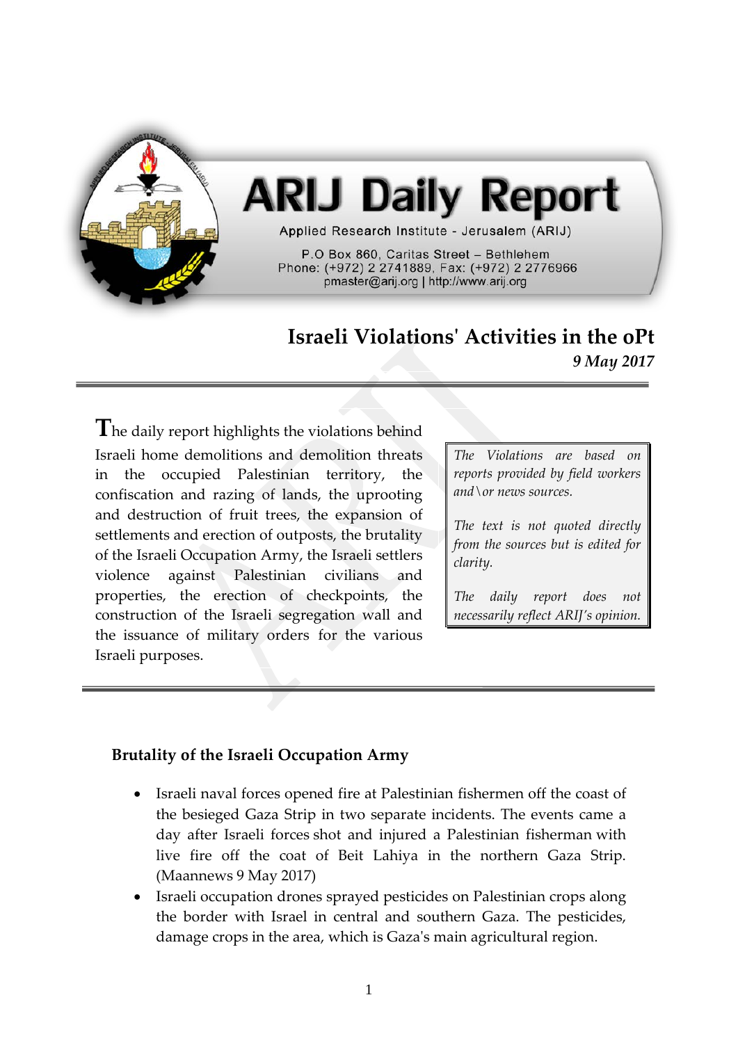# ARIJ Daily Report

Applied Research Institute - Jerusalem (ARIJ)

P.O Box 860, Caritas Street – Bethlehem
Phone: (+972) 2 2741889, Fax: (+972) 2 2776966
pmaster@arij.org | http://www.arij.org

## Israeli Violations' Activities in the oPt

***9 May 2017***

---

The daily report highlights the violations behind Israeli home demolitions and demolition threats in the occupied Palestinian territory, the confiscation and razing of lands, the uprooting and destruction of fruit trees, the expansion of settlements and erection of outposts, the brutality of the Israeli Occupation Army, the Israeli settlers violence against Palestinian civilians and properties, the erection of checkpoints, the construction of the Israeli segregation wall and the issuance of military orders for the various Israeli purposes.

*The Violations are based on reports provided by field workers and\or news sources.*

*The text is not quoted directly from the sources but is edited for clarity.*

*The daily report does not necessarily reflect ARIJ's opinion.*

---

### Brutality of the Israeli Occupation Army

- Israeli naval forces opened fire at Palestinian fishermen off the coast of the besieged Gaza Strip in two separate incidents. The events came a day after Israeli forces shot and injured a Palestinian fisherman with live fire off the coat of Beit Lahiya in the northern Gaza Strip. (Maannews 9 May 2017)
- Israeli occupation drones sprayed pesticides on Palestinian crops along the border with Israel in central and southern Gaza. The pesticides, damage crops in the area, which is Gaza's main agricultural region.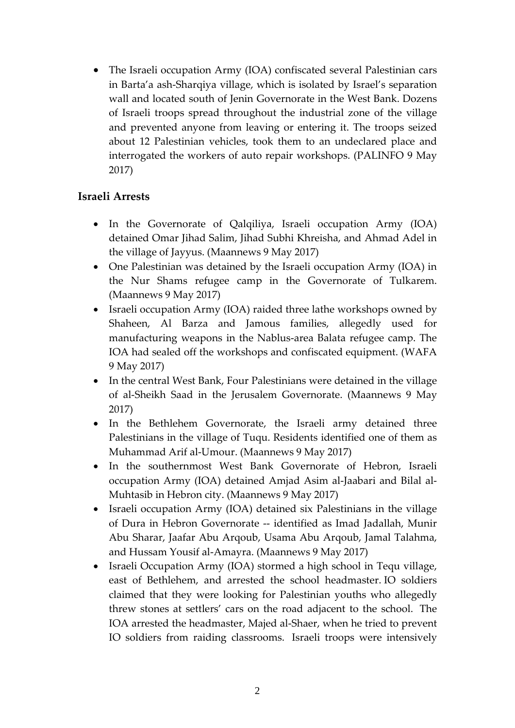- The Israeli occupation Army (IOA) confiscated several Palestinian cars in Barta'a ash-Sharqiya village, which is isolated by Israel's separation wall and located south of Jenin Governorate in the West Bank. Dozens of Israeli troops spread throughout the industrial zone of the village and prevented anyone from leaving or entering it. The troops seized about 12 Palestinian vehicles, took them to an undeclared place and interrogated the workers of auto repair workshops. (PALINFO 9 May 2017)

## Israeli Arrests

- In the Governorate of Qalqiliya, Israeli occupation Army (IOA) detained Omar Jihad Salim, Jihad Subhi Khreisha, and Ahmad Adel in the village of Jayyus. (Maannews 9 May 2017)
- One Palestinian was detained by the Israeli occupation Army (IOA) in the Nur Shams refugee camp in the Governorate of Tulkarem. (Maannews 9 May 2017)
- Israeli occupation Army (IOA) raided three lathe workshops owned by Shaheen, Al Barza and Jamous families, allegedly used for manufacturing weapons in the Nablus-area Balata refugee camp. The IOA had sealed off the workshops and confiscated equipment. (WAFA 9 May 2017)
- In the central West Bank, Four Palestinians were detained in the village of al-Sheikh Saad in the Jerusalem Governorate. (Maannews 9 May 2017)
- In the Bethlehem Governorate, the Israeli army detained three Palestinians in the village of Tuqu. Residents identified one of them as Muhammad Arif al-Umour. (Maannews 9 May 2017)
- In the southernmost West Bank Governorate of Hebron, Israeli occupation Army (IOA) detained Amjad Asim al-Jaabari and Bilal al-Muhtasib in Hebron city. (Maannews 9 May 2017)
- Israeli occupation Army (IOA) detained six Palestinians in the village of Dura in Hebron Governorate -- identified as Imad Jadallah, Munir Abu Sharar, Jaafar Abu Arqoub, Usama Abu Arqoub, Jamal Talahma, and Hussam Yousif al-Amayra. (Maannews 9 May 2017)
- Israeli Occupation Army (IOA) stormed a high school in Tequ village, east of Bethlehem, and arrested the school headmaster. IO soldiers claimed that they were looking for Palestinian youths who allegedly threw stones at settlers' cars on the road adjacent to the school. The IOA arrested the headmaster, Majed al-Shaer, when he tried to prevent IO soldiers from raiding classrooms. Israeli troops were intensively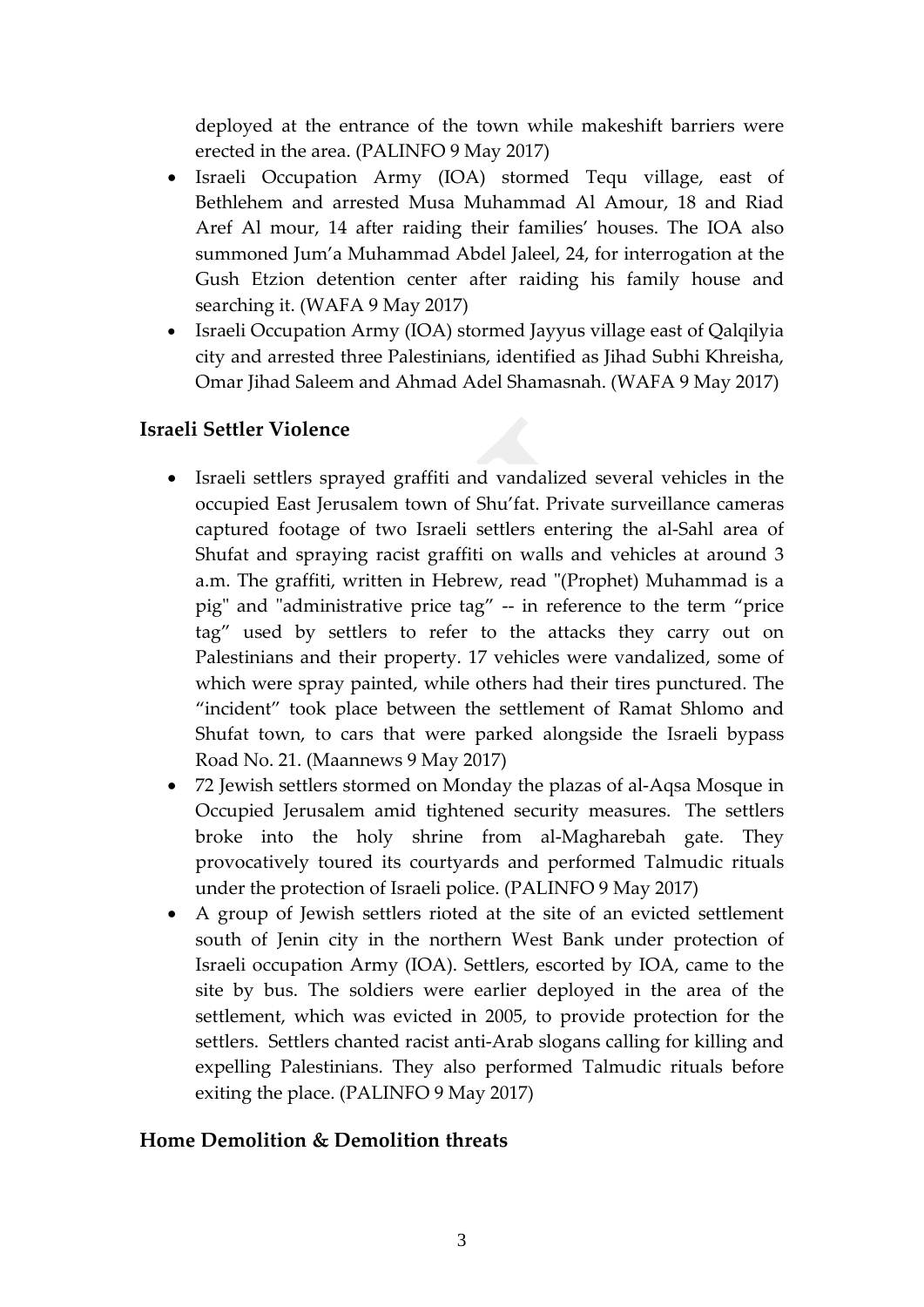deployed at the entrance of the town while makeshift barriers were erected in the area. (PALINFO 9 May 2017)

- Israeli Occupation Army (IOA) stormed Tequ village, east of Bethlehem and arrested Musa Muhammad Al Amour, 18 and Riad Aref Al mour, 14 after raiding their families' houses. The IOA also summoned Jum'a Muhammad Abdel Jaleel, 24, for interrogation at the Gush Etzion detention center after raiding his family house and searching it. (WAFA 9 May 2017)
- Israeli Occupation Army (IOA) stormed Jayyus village east of Qalqilyia city and arrested three Palestinians, identified as Jihad Subhi Khreisha, Omar Jihad Saleem and Ahmad Adel Shamasnah. (WAFA 9 May 2017)

## Israeli Settler Violence

- Israeli settlers sprayed graffiti and vandalized several vehicles in the occupied East Jerusalem town of Shu'fat. Private surveillance cameras captured footage of two Israeli settlers entering the al-Sahl area of Shufat and spraying racist graffiti on walls and vehicles at around 3 a.m. The graffiti, written in Hebrew, read "(Prophet) Muhammad is a pig" and "administrative price tag" -- in reference to the term "price tag" used by settlers to refer to the attacks they carry out on Palestinians and their property. 17 vehicles were vandalized, some of which were spray painted, while others had their tires punctured. The "incident" took place between the settlement of Ramat Shlomo and Shufat town, to cars that were parked alongside the Israeli bypass Road No. 21. (Maannews 9 May 2017)
- 72 Jewish settlers stormed on Monday the plazas of al-Aqsa Mosque in Occupied Jerusalem amid tightened security measures. The settlers broke into the holy shrine from al-Magharebah gate. They provocatively toured its courtyards and performed Talmudic rituals under the protection of Israeli police. (PALINFO 9 May 2017)
- A group of Jewish settlers rioted at the site of an evicted settlement south of Jenin city in the northern West Bank under protection of Israeli occupation Army (IOA). Settlers, escorted by IOA, came to the site by bus. The soldiers were earlier deployed in the area of the settlement, which was evicted in 2005, to provide protection for the settlers. Settlers chanted racist anti-Arab slogans calling for killing and expelling Palestinians. They also performed Talmudic rituals before exiting the place. (PALINFO 9 May 2017)

## Home Demolition & Demolition threats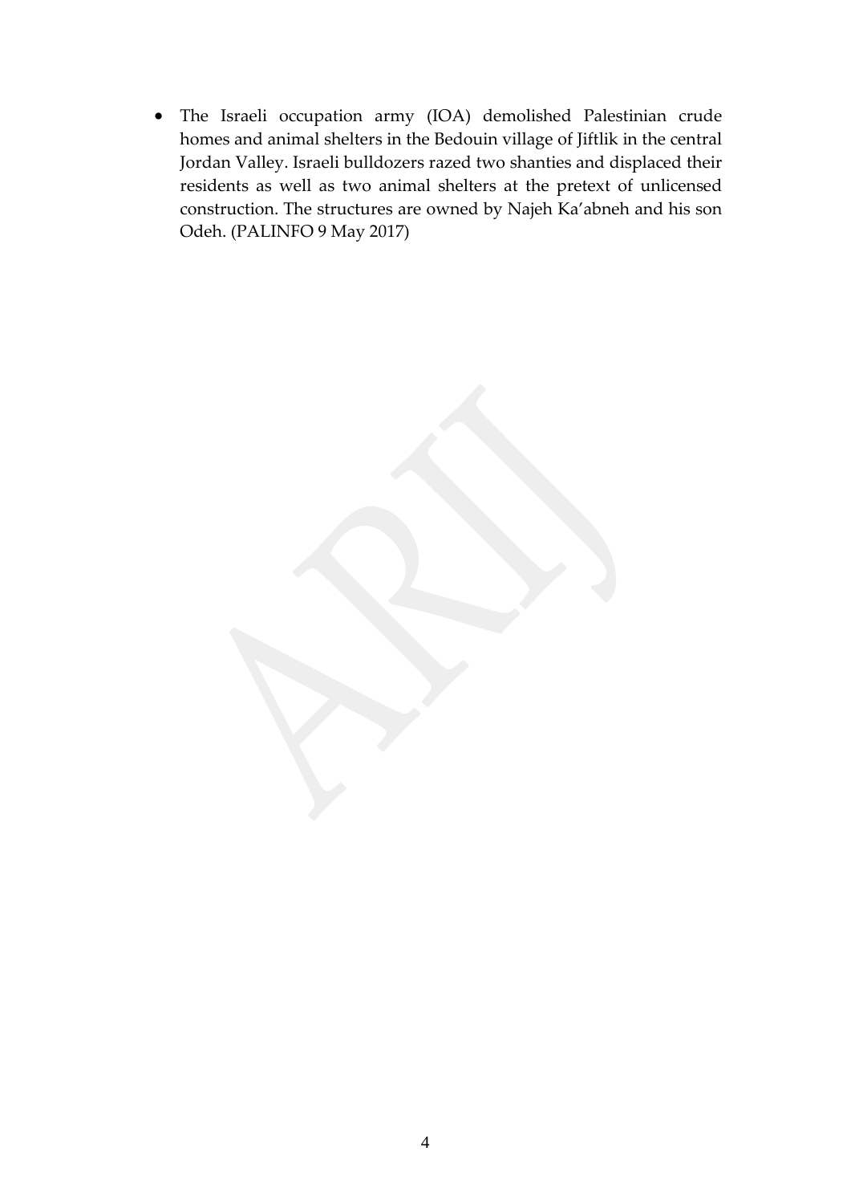- The Israeli occupation army (IOA) demolished Palestinian crude homes and animal shelters in the Bedouin village of Jiftlik in the central Jordan Valley. Israeli bulldozers razed two shanties and displaced their residents as well as two animal shelters at the pretext of unlicensed construction. The structures are owned by Najeh Ka'abneh and his son Odeh. (PALINFO 9 May 2017)